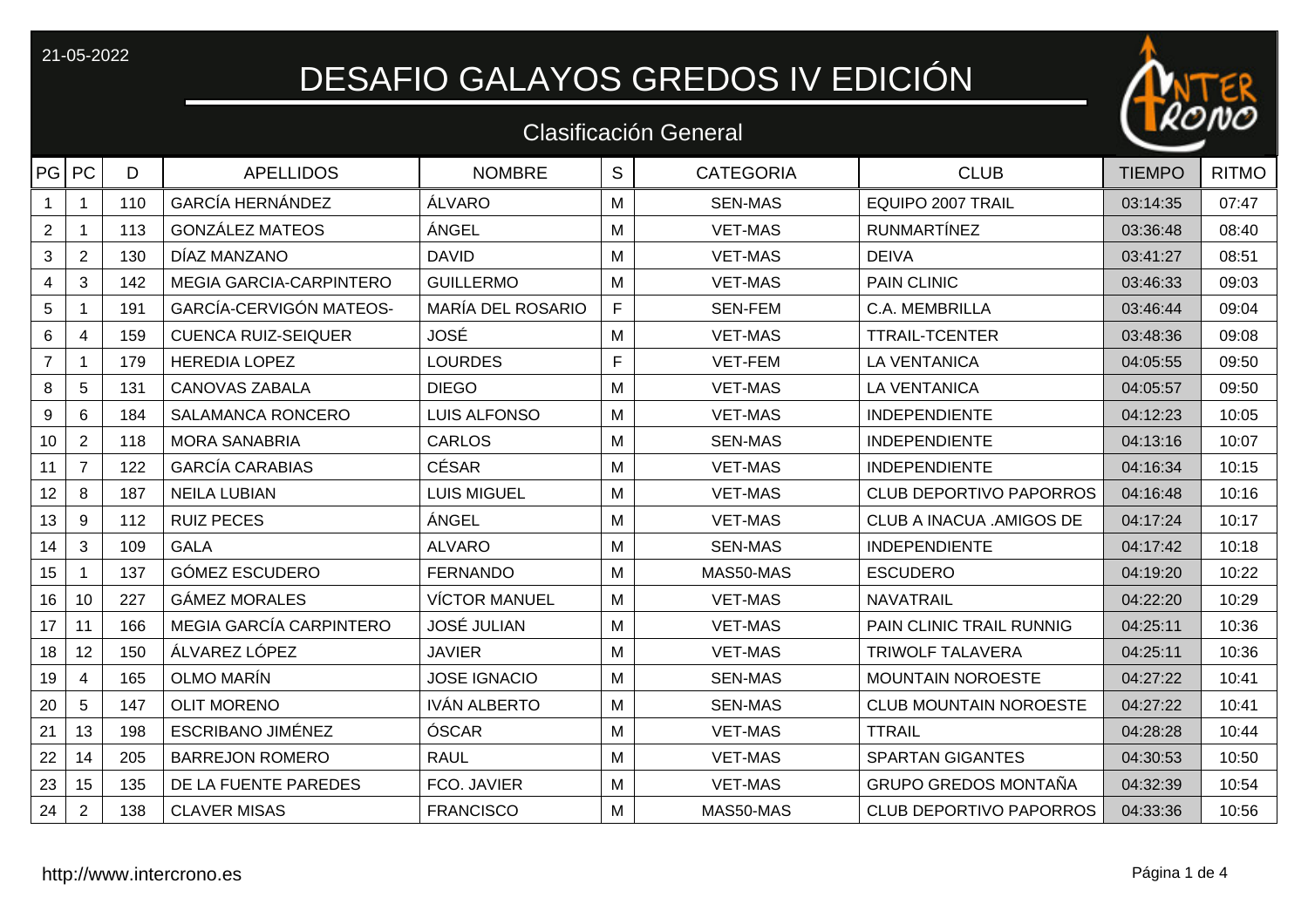21-05-2022

# DESAFIO GALAYOS GREDOS IV EDICIÓN

## Clasificación General

| PG | PC | D | APELLIDOS | NOMBRE | S | CATEGORIA | CLUB | TIEMPO | RITMO |
|---|---|---|---|---|---|---|---|---|---|
| 1 | 1 | 110 | GARCÍA HERNÁNDEZ | ÁLVARO | M | SEN-MAS | EQUIPO 2007 TRAIL | 03:14:35 | 07:47 |
| 2 | 1 | 113 | GONZÁLEZ MATEOS | ÁNGEL | M | VET-MAS | RUNMARTÍNEZ | 03:36:48 | 08:40 |
| 3 | 2 | 130 | DÍAZ MANZANO | DAVID | M | VET-MAS | DEIVA | 03:41:27 | 08:51 |
| 4 | 3 | 142 | MEGIA GARCIA-CARPINTERO | GUILLERMO | M | VET-MAS | PAIN CLINIC | 03:46:33 | 09:03 |
| 5 | 1 | 191 | GARCÍA-CERVIGÓN MATEOS- | MARÍA DEL ROSARIO | F | SEN-FEM | C.A. MEMBRILLA | 03:46:44 | 09:04 |
| 6 | 4 | 159 | CUENCA RUIZ-SEIQUER | JOSÉ | M | VET-MAS | TTRAIL-TCENTER | 03:48:36 | 09:08 |
| 7 | 1 | 179 | HEREDIA LOPEZ | LOURDES | F | VET-FEM | LA VENTANICA | 04:05:55 | 09:50 |
| 8 | 5 | 131 | CANOVAS ZABALA | DIEGO | M | VET-MAS | LA VENTANICA | 04:05:57 | 09:50 |
| 9 | 6 | 184 | SALAMANCA RONCERO | LUIS ALFONSO | M | VET-MAS | INDEPENDIENTE | 04:12:23 | 10:05 |
| 10 | 2 | 118 | MORA SANABRIA | CARLOS | M | SEN-MAS | INDEPENDIENTE | 04:13:16 | 10:07 |
| 11 | 7 | 122 | GARCÍA CARABIAS | CÉSAR | M | VET-MAS | INDEPENDIENTE | 04:16:34 | 10:15 |
| 12 | 8 | 187 | NEILA LUBIAN | LUIS MIGUEL | M | VET-MAS | CLUB DEPORTIVO PAPORROS | 04:16:48 | 10:16 |
| 13 | 9 | 112 | RUIZ PECES | ÁNGEL | M | VET-MAS | CLUB A INACUA .AMIGOS DE | 04:17:24 | 10:17 |
| 14 | 3 | 109 | GALA | ALVARO | M | SEN-MAS | INDEPENDIENTE | 04:17:42 | 10:18 |
| 15 | 1 | 137 | GÓMEZ ESCUDERO | FERNANDO | M | MAS50-MAS | ESCUDERO | 04:19:20 | 10:22 |
| 16 | 10 | 227 | GÁMEZ MORALES | VÍCTOR MANUEL | M | VET-MAS | NAVATRAIL | 04:22:20 | 10:29 |
| 17 | 11 | 166 | MEGIA GARCÍA CARPINTERO | JOSÉ JULIAN | M | VET-MAS | PAIN CLINIC TRAIL RUNNIG | 04:25:11 | 10:36 |
| 18 | 12 | 150 | ÁLVAREZ LÓPEZ | JAVIER | M | VET-MAS | TRIWOLF TALAVERA | 04:25:11 | 10:36 |
| 19 | 4 | 165 | OLMO MARÍN | JOSE IGNACIO | M | SEN-MAS | MOUNTAIN NOROESTE | 04:27:22 | 10:41 |
| 20 | 5 | 147 | OLIT MORENO | IVÁN ALBERTO | M | SEN-MAS | CLUB MOUNTAIN NOROESTE | 04:27:22 | 10:41 |
| 21 | 13 | 198 | ESCRIBANO JIMÉNEZ | ÓSCAR | M | VET-MAS | TTRAIL | 04:28:28 | 10:44 |
| 22 | 14 | 205 | BARREJON ROMERO | RAUL | M | VET-MAS | SPARTAN GIGANTES | 04:30:53 | 10:50 |
| 23 | 15 | 135 | DE LA FUENTE PAREDES | FCO. JAVIER | M | VET-MAS | GRUPO GREDOS MONTAÑA | 04:32:39 | 10:54 |
| 24 | 2 | 138 | CLAVER MISAS | FRANCISCO | M | MAS50-MAS | CLUB DEPORTIVO PAPORROS | 04:33:36 | 10:56 |

http://www.intercrono.es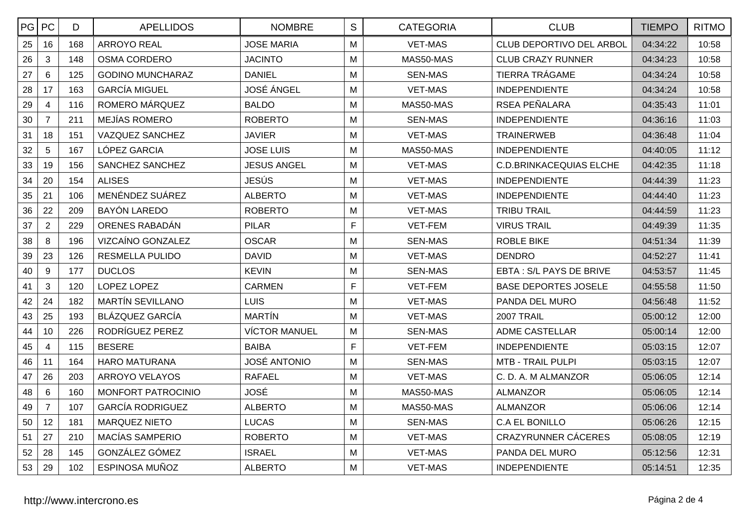| PG | PC | D | APELLIDOS | NOMBRE | S | CATEGORIA | CLUB | TIEMPO | RITMO |
|---|---|---|---|---|---|---|---|---|---|
| 25 | 16 | 168 | ARROYO REAL | JOSE MARIA | M | VET-MAS | CLUB DEPORTIVO DEL ARBOL | 04:34:22 | 10:58 |
| 26 | 3 | 148 | OSMA CORDERO | JACINTO | M | MAS50-MAS | CLUB CRAZY RUNNER | 04:34:23 | 10:58 |
| 27 | 6 | 125 | GODINO MUNCHARAZ | DANIEL | M | SEN-MAS | TIERRA TRÁGAME | 04:34:24 | 10:58 |
| 28 | 17 | 163 | GARCÍA MIGUEL | JOSÉ ÁNGEL | M | VET-MAS | INDEPENDIENTE | 04:34:24 | 10:58 |
| 29 | 4 | 116 | ROMERO MÁRQUEZ | BALDO | M | MAS50-MAS | RSEA PEÑALARA | 04:35:43 | 11:01 |
| 30 | 7 | 211 | MEJÍAS ROMERO | ROBERTO | M | SEN-MAS | INDEPENDIENTE | 04:36:16 | 11:03 |
| 31 | 18 | 151 | VAZQUEZ SANCHEZ | JAVIER | M | VET-MAS | TRAINERWEB | 04:36:48 | 11:04 |
| 32 | 5 | 167 | LÓPEZ GARCIA | JOSE LUIS | M | MAS50-MAS | INDEPENDIENTE | 04:40:05 | 11:12 |
| 33 | 19 | 156 | SANCHEZ SANCHEZ | JESUS ANGEL | M | VET-MAS | C.D.BRINKACEQUIAS ELCHE | 04:42:35 | 11:18 |
| 34 | 20 | 154 | ALISES | JESÚS | M | VET-MAS | INDEPENDIENTE | 04:44:39 | 11:23 |
| 35 | 21 | 106 | MENÉNDEZ SUÁREZ | ALBERTO | M | VET-MAS | INDEPENDIENTE | 04:44:40 | 11:23 |
| 36 | 22 | 209 | BAYÓN LAREDO | ROBERTO | M | VET-MAS | TRIBU TRAIL | 04:44:59 | 11:23 |
| 37 | 2 | 229 | ORENES RABADÁN | PILAR | F | VET-FEM | VIRUS TRAIL | 04:49:39 | 11:35 |
| 38 | 8 | 196 | VIZCAÍNO GONZALEZ | OSCAR | M | SEN-MAS | ROBLE BIKE | 04:51:34 | 11:39 |
| 39 | 23 | 126 | RESMELLA PULIDO | DAVID | M | VET-MAS | DENDRO | 04:52:27 | 11:41 |
| 40 | 9 | 177 | DUCLOS | KEVIN | M | SEN-MAS | EBTA : S/L PAYS DE BRIVE | 04:53:57 | 11:45 |
| 41 | 3 | 120 | LOPEZ LOPEZ | CARMEN | F | VET-FEM | BASE DEPORTES JOSELE | 04:55:58 | 11:50 |
| 42 | 24 | 182 | MARTÍN SEVILLANO | LUIS | M | VET-MAS | PANDA DEL MURO | 04:56:48 | 11:52 |
| 43 | 25 | 193 | BLÁZQUEZ GARCÍA | MARTÍN | M | VET-MAS | 2007 TRAIL | 05:00:12 | 12:00 |
| 44 | 10 | 226 | RODRÍGUEZ PEREZ | VÍCTOR MANUEL | M | SEN-MAS | ADME CASTELLAR | 05:00:14 | 12:00 |
| 45 | 4 | 115 | BESERE | BAIBA | F | VET-FEM | INDEPENDIENTE | 05:03:15 | 12:07 |
| 46 | 11 | 164 | HARO MATURANA | JOSÉ ANTONIO | M | SEN-MAS | MTB - TRAIL PULPI | 05:03:15 | 12:07 |
| 47 | 26 | 203 | ARROYO VELAYOS | RAFAEL | M | VET-MAS | C. D. A. M ALMANZOR | 05:06:05 | 12:14 |
| 48 | 6 | 160 | MONFORT PATROCINIO | JOSÉ | M | MAS50-MAS | ALMANZOR | 05:06:05 | 12:14 |
| 49 | 7 | 107 | GARCÍA RODRIGUEZ | ALBERTO | M | MAS50-MAS | ALMANZOR | 05:06:06 | 12:14 |
| 50 | 12 | 181 | MARQUEZ NIETO | LUCAS | M | SEN-MAS | C.A EL BONILLO | 05:06:26 | 12:15 |
| 51 | 27 | 210 | MACÍAS SAMPERIO | ROBERTO | M | VET-MAS | CRAZYRUNNER CÁCERES | 05:08:05 | 12:19 |
| 52 | 28 | 145 | GONZÁLEZ GÓMEZ | ISRAEL | M | VET-MAS | PANDA DEL MURO | 05:12:56 | 12:31 |
| 53 | 29 | 102 | ESPINOSA MUÑOZ | ALBERTO | M | VET-MAS | INDEPENDIENTE | 05:14:51 | 12:35 |

http://www.intercrono.es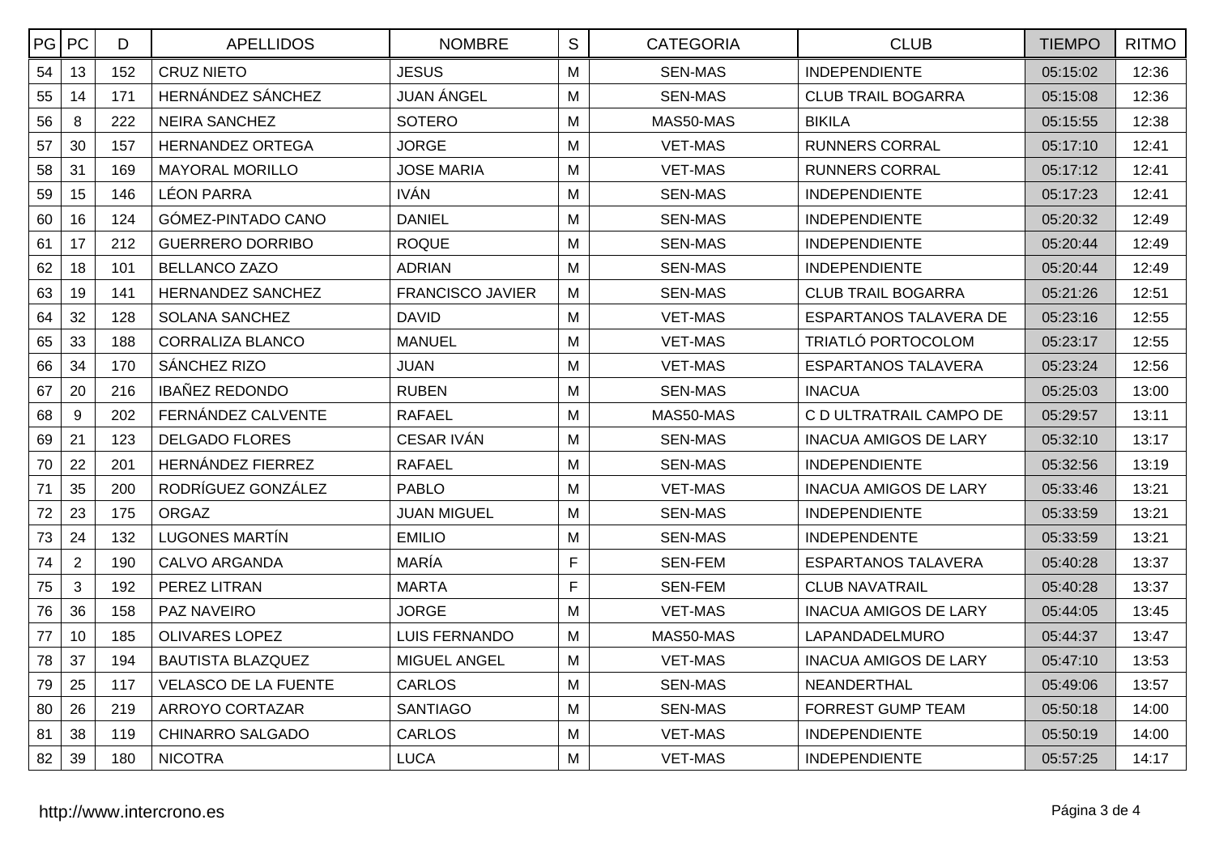| PG | PC | D | APELLIDOS | NOMBRE | S | CATEGORIA | CLUB | TIEMPO | RITMO |
|---|---|---|---|---|---|---|---|---|---|
| 54 | 13 | 152 | CRUZ NIETO | JESUS | M | SEN-MAS | INDEPENDIENTE | 05:15:02 | 12:36 |
| 55 | 14 | 171 | HERNÁNDEZ SÁNCHEZ | JUAN ÁNGEL | M | SEN-MAS | CLUB TRAIL BOGARRA | 05:15:08 | 12:36 |
| 56 | 8 | 222 | NEIRA SANCHEZ | SOTERO | M | MAS50-MAS | BIKILA | 05:15:55 | 12:38 |
| 57 | 30 | 157 | HERNANDEZ ORTEGA | JORGE | M | VET-MAS | RUNNERS CORRAL | 05:17:10 | 12:41 |
| 58 | 31 | 169 | MAYORAL MORILLO | JOSE MARIA | M | VET-MAS | RUNNERS CORRAL | 05:17:12 | 12:41 |
| 59 | 15 | 146 | LÉON PARRA | IVÁN | M | SEN-MAS | INDEPENDIENTE | 05:17:23 | 12:41 |
| 60 | 16 | 124 | GÓMEZ-PINTADO CANO | DANIEL | M | SEN-MAS | INDEPENDIENTE | 05:20:32 | 12:49 |
| 61 | 17 | 212 | GUERRERO DORRIBO | ROQUE | M | SEN-MAS | INDEPENDIENTE | 05:20:44 | 12:49 |
| 62 | 18 | 101 | BELLANCO ZAZO | ADRIAN | M | SEN-MAS | INDEPENDIENTE | 05:20:44 | 12:49 |
| 63 | 19 | 141 | HERNANDEZ SANCHEZ | FRANCISCO JAVIER | M | SEN-MAS | CLUB TRAIL BOGARRA | 05:21:26 | 12:51 |
| 64 | 32 | 128 | SOLANA SANCHEZ | DAVID | M | VET-MAS | ESPARTANOS TALAVERA DE | 05:23:16 | 12:55 |
| 65 | 33 | 188 | CORRALIZA BLANCO | MANUEL | M | VET-MAS | TRIATLÓ PORTOCOLOM | 05:23:17 | 12:55 |
| 66 | 34 | 170 | SÁNCHEZ RIZO | JUAN | M | VET-MAS | ESPARTANOS TALAVERA | 05:23:24 | 12:56 |
| 67 | 20 | 216 | IBAÑEZ REDONDO | RUBEN | M | SEN-MAS | INACUA | 05:25:03 | 13:00 |
| 68 | 9 | 202 | FERNÁNDEZ CALVENTE | RAFAEL | M | MAS50-MAS | C D ULTRATRAIL CAMPO DE | 05:29:57 | 13:11 |
| 69 | 21 | 123 | DELGADO FLORES | CESAR IVÁN | M | SEN-MAS | INACUA AMIGOS DE LARY | 05:32:10 | 13:17 |
| 70 | 22 | 201 | HERNÁNDEZ FIERREZ | RAFAEL | M | SEN-MAS | INDEPENDIENTE | 05:32:56 | 13:19 |
| 71 | 35 | 200 | RODRÍGUEZ GONZÁLEZ | PABLO | M | VET-MAS | INACUA AMIGOS DE LARY | 05:33:46 | 13:21 |
| 72 | 23 | 175 | ORGAZ | JUAN MIGUEL | M | SEN-MAS | INDEPENDIENTE | 05:33:59 | 13:21 |
| 73 | 24 | 132 | LUGONES MARTÍN | EMILIO | M | SEN-MAS | INDEPENDENTE | 05:33:59 | 13:21 |
| 74 | 2 | 190 | CALVO ARGANDA | MARÍA | F | SEN-FEM | ESPARTANOS TALAVERA | 05:40:28 | 13:37 |
| 75 | 3 | 192 | PEREZ LITRAN | MARTA | F | SEN-FEM | CLUB NAVATRAIL | 05:40:28 | 13:37 |
| 76 | 36 | 158 | PAZ NAVEIRO | JORGE | M | VET-MAS | INACUA AMIGOS DE LARY | 05:44:05 | 13:45 |
| 77 | 10 | 185 | OLIVARES LOPEZ | LUIS FERNANDO | M | MAS50-MAS | LAPANDADELMURO | 05:44:37 | 13:47 |
| 78 | 37 | 194 | BAUTISTA BLAZQUEZ | MIGUEL ANGEL | M | VET-MAS | INACUA AMIGOS DE LARY | 05:47:10 | 13:53 |
| 79 | 25 | 117 | VELASCO DE LA FUENTE | CARLOS | M | SEN-MAS | NEANDERTHAL | 05:49:06 | 13:57 |
| 80 | 26 | 219 | ARROYO CORTAZAR | SANTIAGO | M | SEN-MAS | FORREST GUMP TEAM | 05:50:18 | 14:00 |
| 81 | 38 | 119 | CHINARRO SALGADO | CARLOS | M | VET-MAS | INDEPENDIENTE | 05:50:19 | 14:00 |
| 82 | 39 | 180 | NICOTRA | LUCA | M | VET-MAS | INDEPENDIENTE | 05:57:25 | 14:17 |

http://www.intercrono.es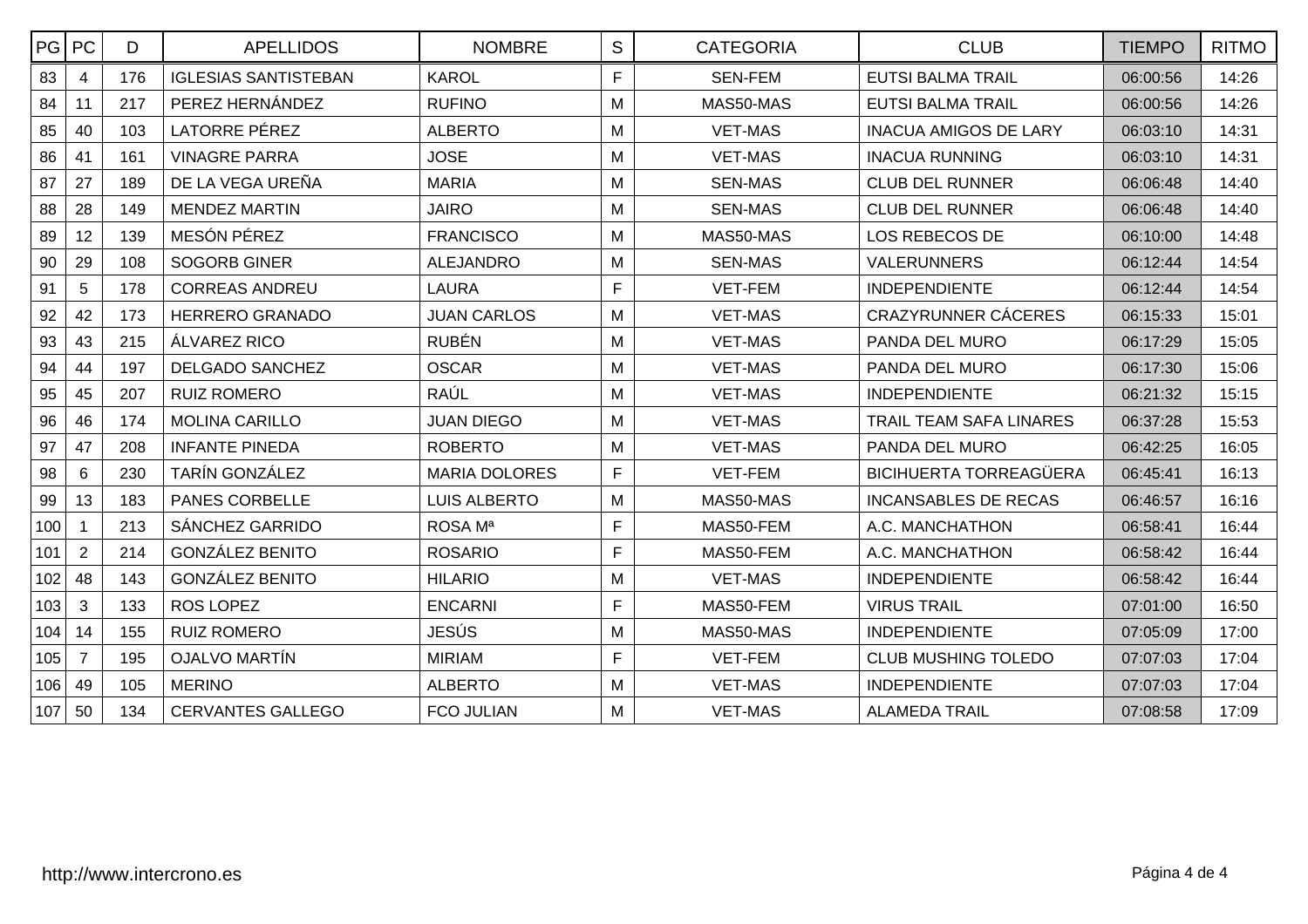| PG | PC | D | APELLIDOS | NOMBRE | S | CATEGORIA | CLUB | TIEMPO | RITMO |
|---|---|---|---|---|---|---|---|---|---|
| 83 | 4 | 176 | IGLESIAS SANTISTEBAN | KAROL | F | SEN-FEM | EUTSI BALMA TRAIL | 06:00:56 | 14:26 |
| 84 | 11 | 217 | PEREZ HERNÁNDEZ | RUFINO | M | MAS50-MAS | EUTSI BALMA TRAIL | 06:00:56 | 14:26 |
| 85 | 40 | 103 | LATORRE PÉREZ | ALBERTO | M | VET-MAS | INACUA AMIGOS DE LARY | 06:03:10 | 14:31 |
| 86 | 41 | 161 | VINAGRE PARRA | JOSE | M | VET-MAS | INACUA RUNNING | 06:03:10 | 14:31 |
| 87 | 27 | 189 | DE LA VEGA UREÑA | MARIA | M | SEN-MAS | CLUB DEL RUNNER | 06:06:48 | 14:40 |
| 88 | 28 | 149 | MENDEZ MARTIN | JAIRO | M | SEN-MAS | CLUB DEL RUNNER | 06:06:48 | 14:40 |
| 89 | 12 | 139 | MESÓN PÉREZ | FRANCISCO | M | MAS50-MAS | LOS REBECOS DE | 06:10:00 | 14:48 |
| 90 | 29 | 108 | SOGORB GINER | ALEJANDRO | M | SEN-MAS | VALERUNNERS | 06:12:44 | 14:54 |
| 91 | 5 | 178 | CORREAS ANDREU | LAURA | F | VET-FEM | INDEPENDIENTE | 06:12:44 | 14:54 |
| 92 | 42 | 173 | HERRERO GRANADO | JUAN CARLOS | M | VET-MAS | CRAZYRUNNER CÁCERES | 06:15:33 | 15:01 |
| 93 | 43 | 215 | ÁLVAREZ RICO | RUBÉN | M | VET-MAS | PANDA DEL MURO | 06:17:29 | 15:05 |
| 94 | 44 | 197 | DELGADO SANCHEZ | OSCAR | M | VET-MAS | PANDA DEL MURO | 06:17:30 | 15:06 |
| 95 | 45 | 207 | RUIZ ROMERO | RAÚL | M | VET-MAS | INDEPENDIENTE | 06:21:32 | 15:15 |
| 96 | 46 | 174 | MOLINA CARILLO | JUAN DIEGO | M | VET-MAS | TRAIL TEAM SAFA LINARES | 06:37:28 | 15:53 |
| 97 | 47 | 208 | INFANTE PINEDA | ROBERTO | M | VET-MAS | PANDA DEL MURO | 06:42:25 | 16:05 |
| 98 | 6 | 230 | TARÍN GONZÁLEZ | MARIA DOLORES | F | VET-FEM | BICIHUERTA TORREAGÜERA | 06:45:41 | 16:13 |
| 99 | 13 | 183 | PANES CORBELLE | LUIS ALBERTO | M | MAS50-MAS | INCANSABLES DE RECAS | 06:46:57 | 16:16 |
| 100 | 1 | 213 | SÁNCHEZ GARRIDO | ROSA Mª | F | MAS50-FEM | A.C. MANCHATHON | 06:58:41 | 16:44 |
| 101 | 2 | 214 | GONZÁLEZ BENITO | ROSARIO | F | MAS50-FEM | A.C. MANCHATHON | 06:58:42 | 16:44 |
| 102 | 48 | 143 | GONZÁLEZ BENITO | HILARIO | M | VET-MAS | INDEPENDIENTE | 06:58:42 | 16:44 |
| 103 | 3 | 133 | ROS LOPEZ | ENCARNI | F | MAS50-FEM | VIRUS TRAIL | 07:01:00 | 16:50 |
| 104 | 14 | 155 | RUIZ ROMERO | JESÚS | M | MAS50-MAS | INDEPENDIENTE | 07:05:09 | 17:00 |
| 105 | 7 | 195 | OJALVO MARTÍN | MIRIAM | F | VET-FEM | CLUB MUSHING TOLEDO | 07:07:03 | 17:04 |
| 106 | 49 | 105 | MERINO | ALBERTO | M | VET-MAS | INDEPENDIENTE | 07:07:03 | 17:04 |
| 107 | 50 | 134 | CERVANTES GALLEGO | FCO JULIAN | M | VET-MAS | ALAMEDA TRAIL | 07:08:58 | 17:09 |

http://www.intercrono.es